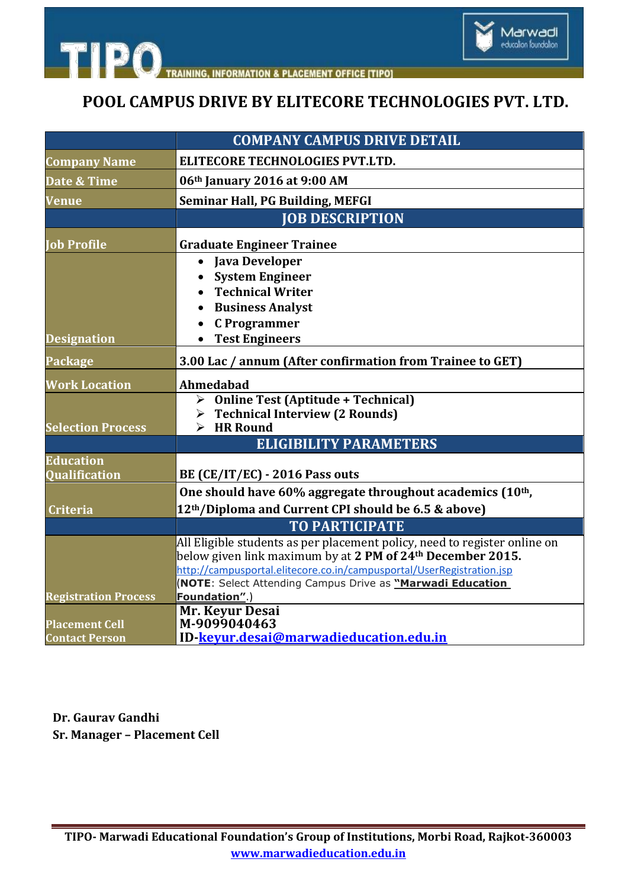TIPO — TRAINING, INFORMATION & PLACEMENT OFFICE [TIPO]

Marwadi education foundation

# POOL CAMPUS DRIVE BY ELITECORE TECHNOLOGIES PVT. LTD.

| | COMPANY CAMPUS DRIVE DETAIL |
|---|---|
| **Company Name** | **ELITECORE TECHNOLOGIES PVT.LTD.** |
| **Date & Time** | **06th January 2016 at 9:00 AM** |
| **Venue** | **Seminar Hall, PG Building, MEFGI** |
| | **JOB DESCRIPTION** |
| **Job Profile** | **Graduate Engineer Trainee** |
| **Designation** | • **Java Developer**<br>• **System Engineer**<br>• **Technical Writer**<br>• **Business Analyst**<br>• **C Programmer**<br>• **Test Engineers** |
| **Package** | **3.00 Lac / annum (After confirmation from Trainee to GET)** |
| **Work Location** | **Ahmedabad** |
| **Selection Process** | ➢ **Online Test (Aptitude + Technical)**<br>➢ **Technical Interview (2 Rounds)**<br>➢ **HR Round** |
| | **ELIGIBILITY PARAMETERS** |
| **Education Qualification** | **BE (CE/IT/EC) - 2016 Pass outs** |
| **Criteria** | **One should have 60% aggregate throughout academics (10th, 12th/Diploma and Current CPI should be 6.5 & above)** |
| | **TO PARTICIPATE** |
| **Registration Process** | All Eligible students as per placement policy, need to register online on below given link maximum by at **2 PM of 24th December 2015.**<br>http://campusportal.elitecore.co.in/campusportal/UserRegistration.jsp<br>(**NOTE**: Select Attending Campus Drive as **"Marwadi Education Foundation"**.) |
| **Placement Cell Contact Person** | **Mr. Keyur Desai**<br>**M-9099040463**<br>**ID-keyur.desai@marwadieducation.edu.in** |

**Dr. Gaurav Gandhi**
**Sr. Manager – Placement Cell**

**TIPO- Marwadi Educational Foundation's Group of Institutions, Morbi Road, Rajkot-360003**
**www.marwadieducation.edu.in**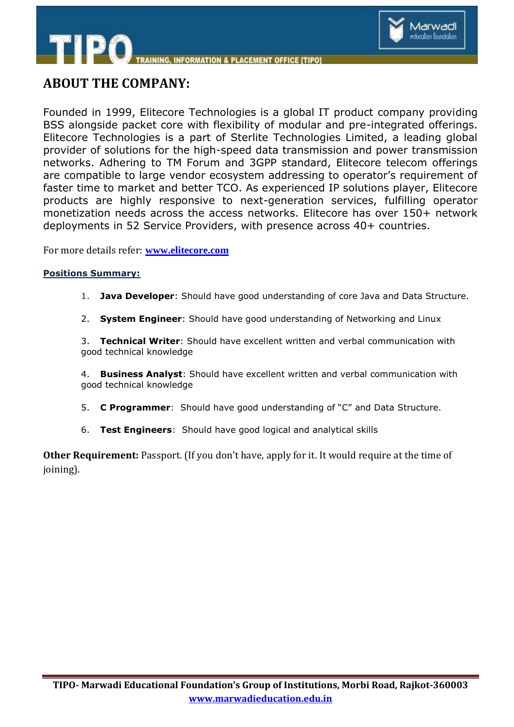## ABOUT THE COMPANY:

Founded in 1999, Elitecore Technologies is a global IT product company providing BSS alongside packet core with flexibility of modular and pre-integrated offerings. Elitecore Technologies is a part of Sterlite Technologies Limited, a leading global provider of solutions for the high-speed data transmission and power transmission networks. Adhering to TM Forum and 3GPP standard, Elitecore telecom offerings are compatible to large vendor ecosystem addressing to operator's requirement of faster time to market and better TCO. As experienced IP solutions player, Elitecore products are highly responsive to next-generation services, fulfilling operator monetization needs across the access networks. Elitecore has over 150+ network deployments in 52 Service Providers, with presence across 40+ countries.

For more details refer: **www.elitecore.com**

**Positions Summary:**

1. **Java Developer**: Should have good understanding of core Java and Data Structure.
2. **System Engineer**: Should have good understanding of Networking and Linux
3. **Technical Writer**: Should have excellent written and verbal communication with good technical knowledge
4. **Business Analyst**: Should have excellent written and verbal communication with good technical knowledge
5. **C Programmer**: Should have good understanding of "C" and Data Structure.
6. **Test Engineers**: Should have good logical and analytical skills

**Other Requirement:** Passport. (If you don't have, apply for it. It would require at the time of joining).